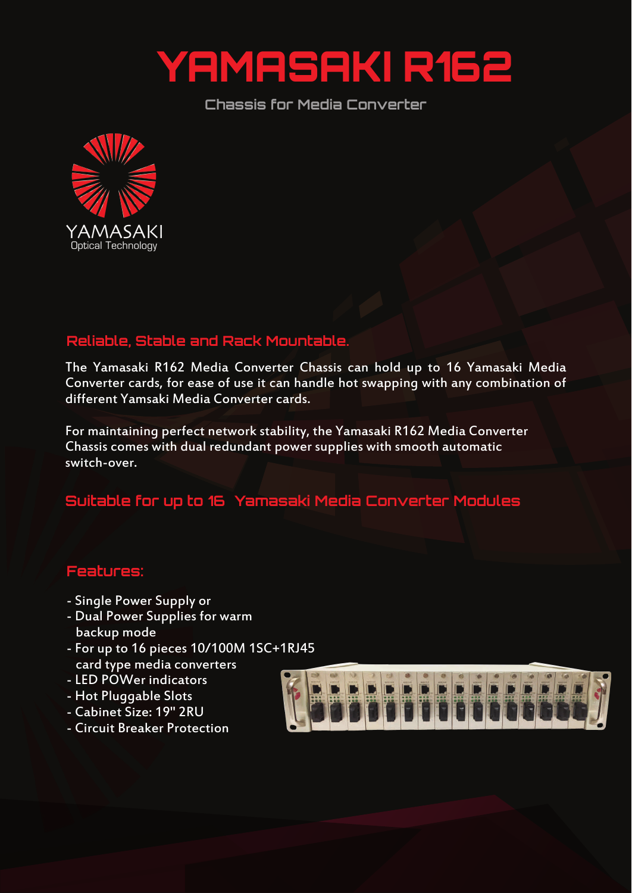# YAMASAKI R162

Chassis for Media Converter

YAMASAKI
Optical Technology

## Reliable, Stable and Rack Mountable.

The Yamasaki R162 Media Converter Chassis can hold up to 16 Yamasaki Media Converter cards, for ease of use it can handle hot swapping with any combination of different Yamsaki Media Converter cards.

For maintaining perfect network stability, the Yamasaki R162 Media Converter Chassis comes with dual redundant power supplies with smooth automatic switch-over.

## Suitable for up to 16 Yamasaki Media Converter Modules

## Features:

- Single Power Supply or
- Dual Power Supplies for warm backup mode
- For up to 16 pieces 10/100M 1SC+1RJ45 card type media converters
- LED POWer indicators
- Hot Pluggable Slots
- Cabinet Size: 19" 2RU
- Circuit Breaker Protection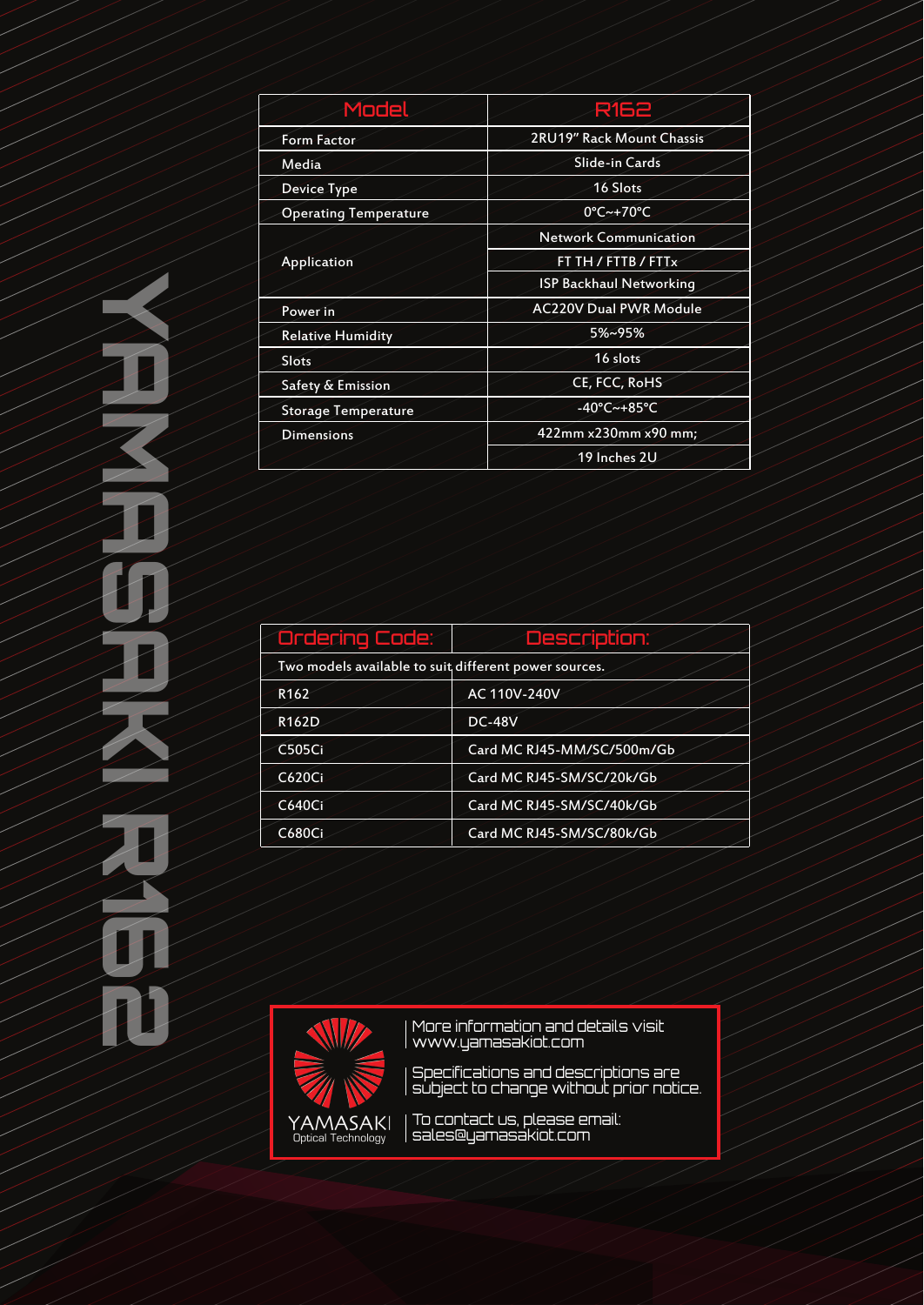YAMASAKI R162

| Model | R162 |
| --- | --- |
| Form Factor | 2RU19" Rack Mount Chassis |
| Media | Slide-in Cards |
| Device Type | 16 Slots |
| Operating Temperature | 0°C~+70°C |
| Application | Network Communication |
| | FT TH / FTTB / FTTx |
| | ISP Backhaul Networking |
| Power in | AC220V Dual PWR Module |
| Relative Humidity | 5%~95% |
| Slots | 16 slots |
| Safety & Emission | CE, FCC, RoHS |
| Storage Temperature | -40°C~+85°C |
| Dimensions | 422mm x230mm x90 mm; |
| | 19 Inches 2U |

| Ordering Code: | Description: |
| --- | --- |
| Two models available to suit different power sources. | |
| R162 | AC 110V-240V |
| R162D | DC-48V |
| C505Ci | Card MC RJ45-MM/SC/500m/Gb |
| C620Ci | Card MC RJ45-SM/SC/20k/Gb |
| C640Ci | Card MC RJ45-SM/SC/40k/Gb |
| C680Ci | Card MC RJ45-SM/SC/80k/Gb |

YAMASAKI
Optical Technology

More information and details visit
www.yamasakiot.com

Specifications and descriptions are subject to change without prior notice.

To contact us, please email:
sales@yamasakiot.com